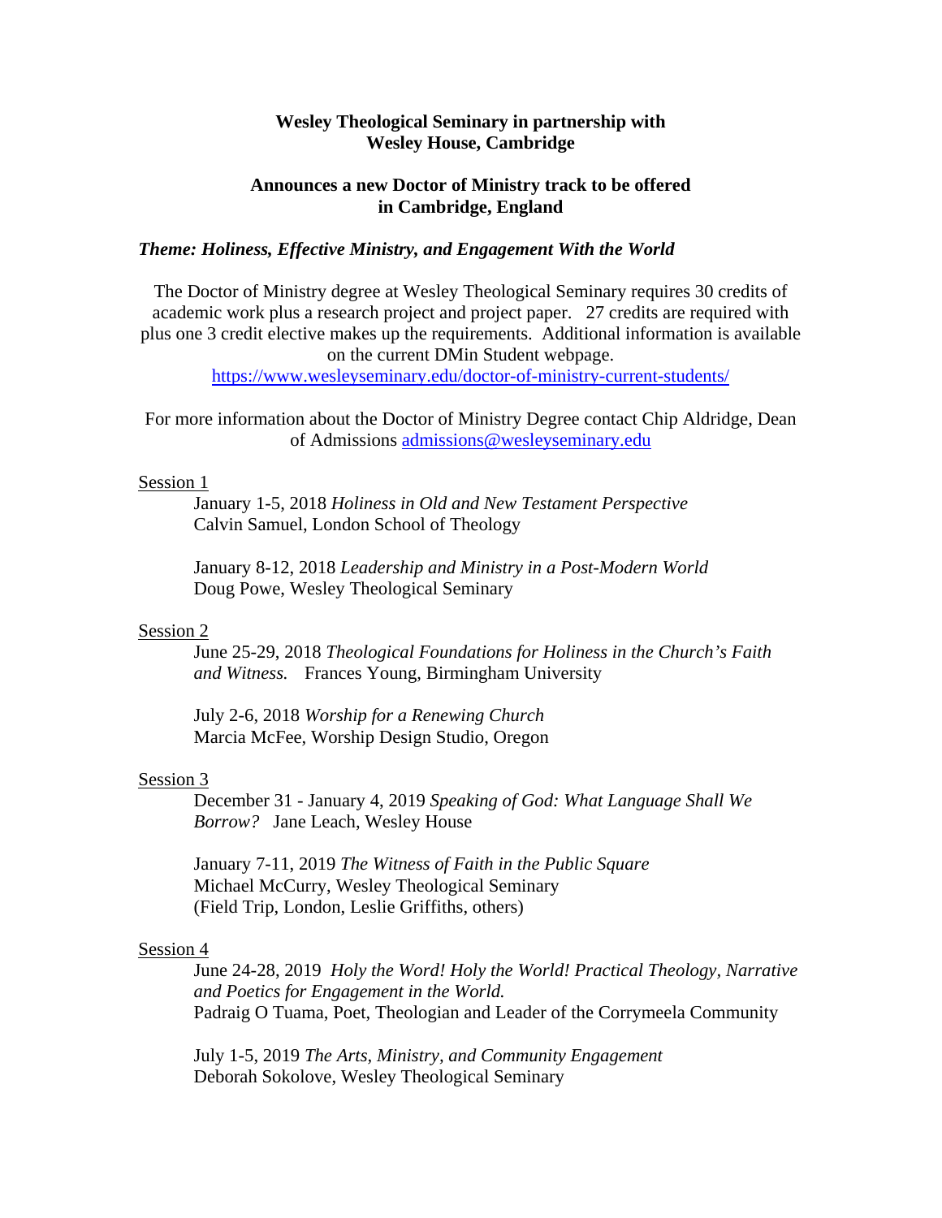**Wesley Theological Seminary in partnership with Wesley House, Cambridge**

**Announces a new Doctor of Ministry track to be offered in Cambridge, England**

***Theme: Holiness, Effective Ministry, and Engagement With the World***

The Doctor of Ministry degree at Wesley Theological Seminary requires 30 credits of academic work plus a research project and project paper. 27 credits are required with plus one 3 credit elective makes up the requirements. Additional information is available on the current DMin Student webpage.
https://www.wesleyseminary.edu/doctor-of-ministry-current-students/

For more information about the Doctor of Ministry Degree contact Chip Aldridge, Dean of Admissions admissions@wesleyseminary.edu

Session 1

January 1-5, 2018 *Holiness in Old and New Testament Perspective*
Calvin Samuel, London School of Theology

January 8-12, 2018 *Leadership and Ministry in a Post-Modern World*
Doug Powe, Wesley Theological Seminary

Session 2

June 25-29, 2018 *Theological Foundations for Holiness in the Church's Faith and Witness.* Frances Young, Birmingham University

July 2-6, 2018 *Worship for a Renewing Church*
Marcia McFee, Worship Design Studio, Oregon

Session 3

December 31 - January 4, 2019 *Speaking of God: What Language Shall We Borrow?* Jane Leach, Wesley House

January 7-11, 2019 *The Witness of Faith in the Public Square*
Michael McCurry, Wesley Theological Seminary
(Field Trip, London, Leslie Griffiths, others)

Session 4

June 24-28, 2019 *Holy the Word! Holy the World! Practical Theology, Narrative and Poetics for Engagement in the World.*
Padraig O Tuama, Poet, Theologian and Leader of the Corrymeela Community

July 1-5, 2019 *The Arts, Ministry, and Community Engagement*
Deborah Sokolove, Wesley Theological Seminary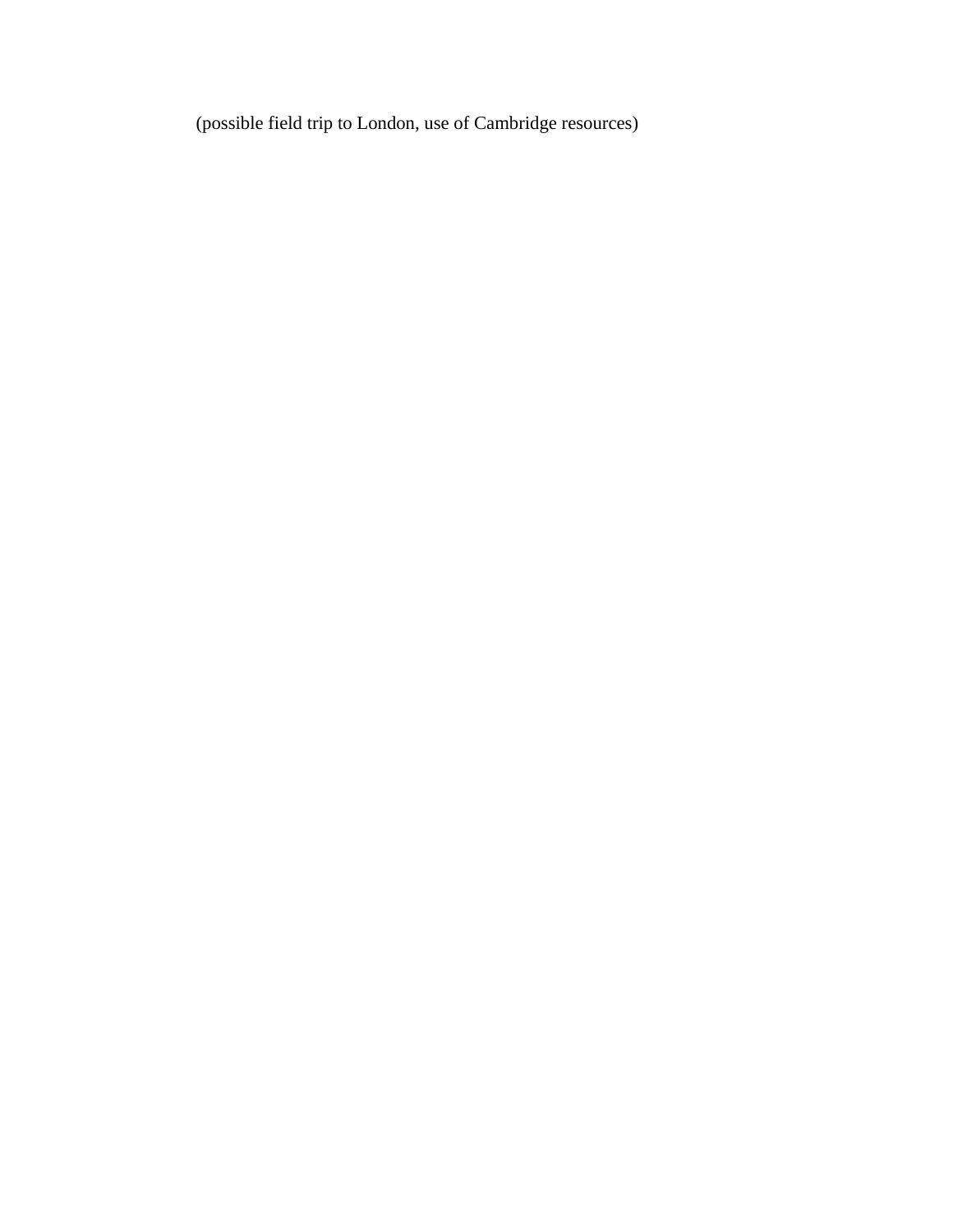(possible field trip to London, use of Cambridge resources)